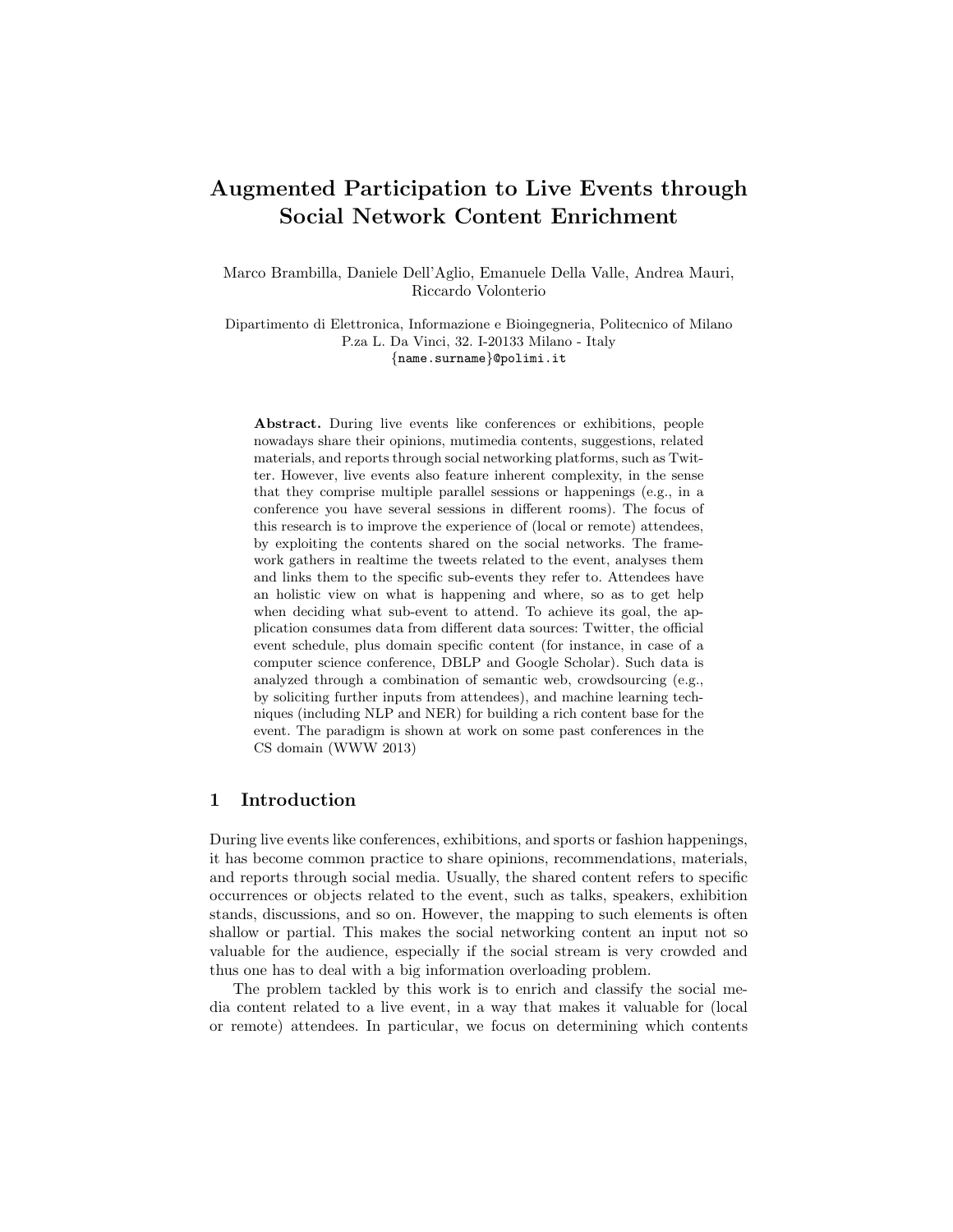# Augmented Participation to Live Events through Social Network Content Enrichment

Marco Brambilla, Daniele Dell'Aglio, Emanuele Della Valle, Andrea Mauri, Riccardo Volonterio

Dipartimento di Elettronica, Informazione e Bioingegneria, Politecnico of Milano
P.za L. Da Vinci, 32. I-20133 Milano - Italy
{name.surname}@polimi.it

**Abstract.** During live events like conferences or exhibitions, people nowadays share their opinions, mutimedia contents, suggestions, related materials, and reports through social networking platforms, such as Twitter. However, live events also feature inherent complexity, in the sense that they comprise multiple parallel sessions or happenings (e.g., in a conference you have several sessions in different rooms). The focus of this research is to improve the experience of (local or remote) attendees, by exploiting the contents shared on the social networks. The framework gathers in realtime the tweets related to the event, analyses them and links them to the specific sub-events they refer to. Attendees have an holistic view on what is happening and where, so as to get help when deciding what sub-event to attend. To achieve its goal, the application consumes data from different data sources: Twitter, the official event schedule, plus domain specific content (for instance, in case of a computer science conference, DBLP and Google Scholar). Such data is analyzed through a combination of semantic web, crowdsourcing (e.g., by soliciting further inputs from attendees), and machine learning techniques (including NLP and NER) for building a rich content base for the event. The paradigm is shown at work on some past conferences in the CS domain (WWW 2013)

## 1 Introduction

During live events like conferences, exhibitions, and sports or fashion happenings, it has become common practice to share opinions, recommendations, materials, and reports through social media. Usually, the shared content refers to specific occurrences or objects related to the event, such as talks, speakers, exhibition stands, discussions, and so on. However, the mapping to such elements is often shallow or partial. This makes the social networking content an input not so valuable for the audience, especially if the social stream is very crowded and thus one has to deal with a big information overloading problem.

The problem tackled by this work is to enrich and classify the social media content related to a live event, in a way that makes it valuable for (local or remote) attendees. In particular, we focus on determining which contents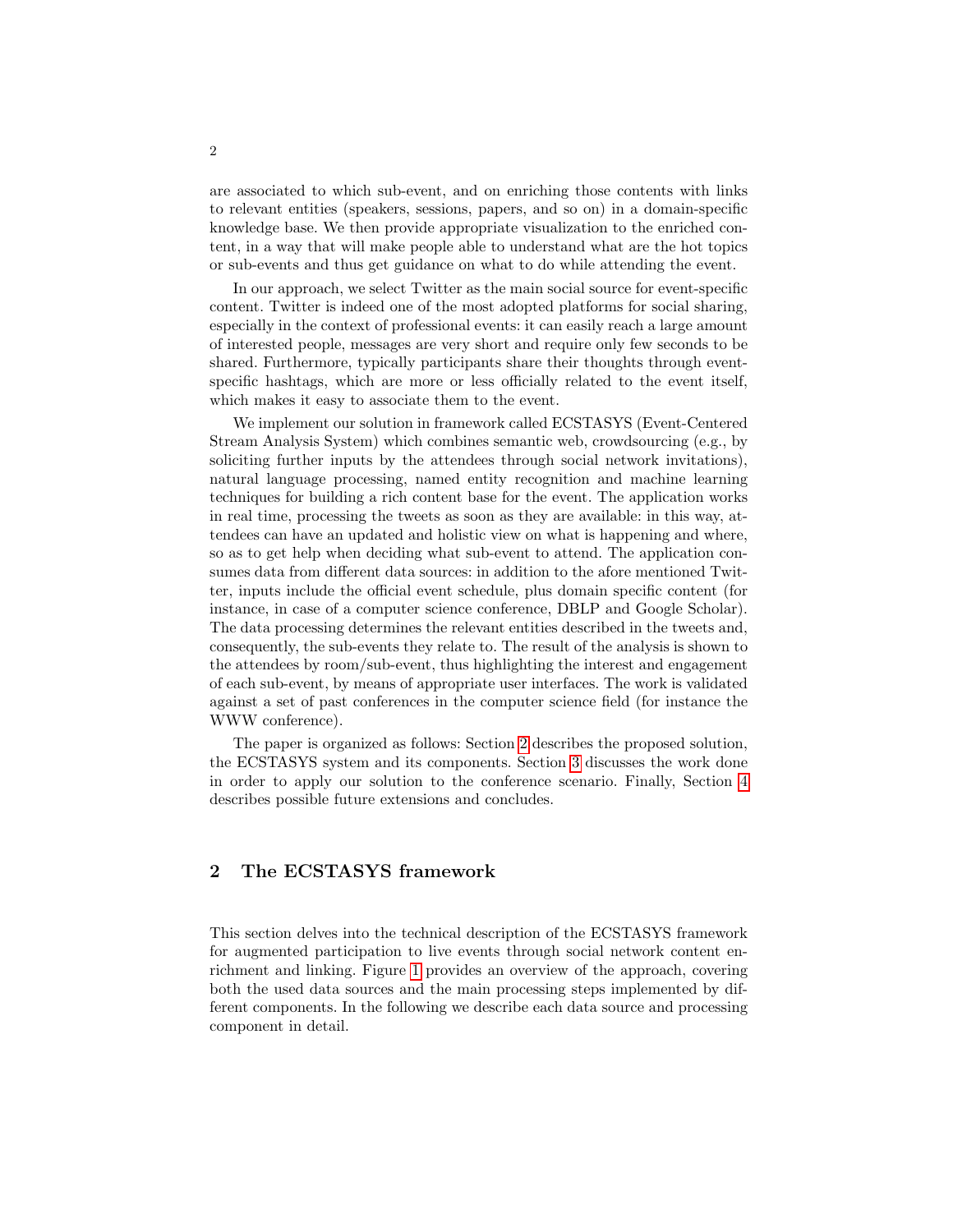are associated to which sub-event, and on enriching those contents with links to relevant entities (speakers, sessions, papers, and so on) in a domain-specific knowledge base. We then provide appropriate visualization to the enriched content, in a way that will make people able to understand what are the hot topics or sub-events and thus get guidance on what to do while attending the event.

In our approach, we select Twitter as the main social source for event-specific content. Twitter is indeed one of the most adopted platforms for social sharing, especially in the context of professional events: it can easily reach a large amount of interested people, messages are very short and require only few seconds to be shared. Furthermore, typically participants share their thoughts through event-specific hashtags, which are more or less officially related to the event itself, which makes it easy to associate them to the event.

We implement our solution in framework called ECSTASYS (Event-Centered Stream Analysis System) which combines semantic web, crowdsourcing (e.g., by soliciting further inputs by the attendees through social network invitations), natural language processing, named entity recognition and machine learning techniques for building a rich content base for the event. The application works in real time, processing the tweets as soon as they are available: in this way, attendees can have an updated and holistic view on what is happening and where, so as to get help when deciding what sub-event to attend. The application consumes data from different data sources: in addition to the afore mentioned Twitter, inputs include the official event schedule, plus domain specific content (for instance, in case of a computer science conference, DBLP and Google Scholar). The data processing determines the relevant entities described in the tweets and, consequently, the sub-events they relate to. The result of the analysis is shown to the attendees by room/sub-event, thus highlighting the interest and engagement of each sub-event, by means of appropriate user interfaces. The work is validated against a set of past conferences in the computer science field (for instance the WWW conference).

The paper is organized as follows: Section 2 describes the proposed solution, the ECSTASYS system and its components. Section 3 discusses the work done in order to apply our solution to the conference scenario. Finally, Section 4 describes possible future extensions and concludes.

## 2 The ECSTASYS framework

This section delves into the technical description of the ECSTASYS framework for augmented participation to live events through social network content enrichment and linking. Figure 1 provides an overview of the approach, covering both the used data sources and the main processing steps implemented by different components. In the following we describe each data source and processing component in detail.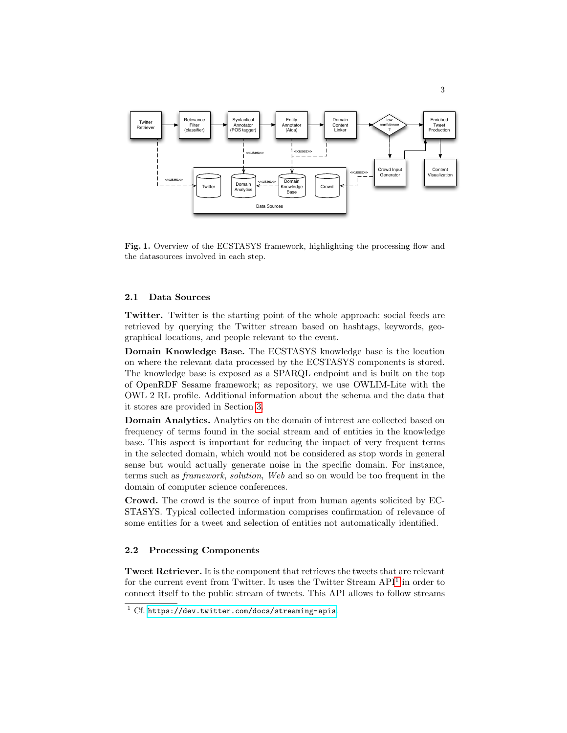Fig. 1. Overview of the ECSTASYS framework, highlighting the processing flow and the datasources involved in each step.

### 2.1 Data Sources

**Twitter.** Twitter is the starting point of the whole approach: social feeds are retrieved by querying the Twitter stream based on hashtags, keywords, geographical locations, and people relevant to the event.

**Domain Knowledge Base.** The ECSTASYS knowledge base is the location on where the relevant data processed by the ECSTASYS components is stored. The knowledge base is exposed as a SPARQL endpoint and is built on the top of OpenRDF Sesame framework; as repository, we use OWLIM-Lite with the OWL 2 RL profile. Additional information about the schema and the data that it stores are provided in Section 3.

**Domain Analytics.** Analytics on the domain of interest are collected based on frequency of terms found in the social stream and of entities in the knowledge base. This aspect is important for reducing the impact of very frequent terms in the selected domain, which would not be considered as stop words in general sense but would actually generate noise in the specific domain. For instance, terms such as *framework*, *solution*, *Web* and so on would be too frequent in the domain of computer science conferences.

**Crowd.** The crowd is the source of input from human agents solicited by ECSTASYS. Typical collected information comprises confirmation of relevance of some entities for a tweet and selection of entities not automatically identified.

### 2.2 Processing Components

**Tweet Retriever.** It is the component that retrieves the tweets that are relevant for the current event from Twitter. It uses the Twitter Stream API[1] in order to connect itself to the public stream of tweets. This API allows to follow streams

[1] Cf. https://dev.twitter.com/docs/streaming-apis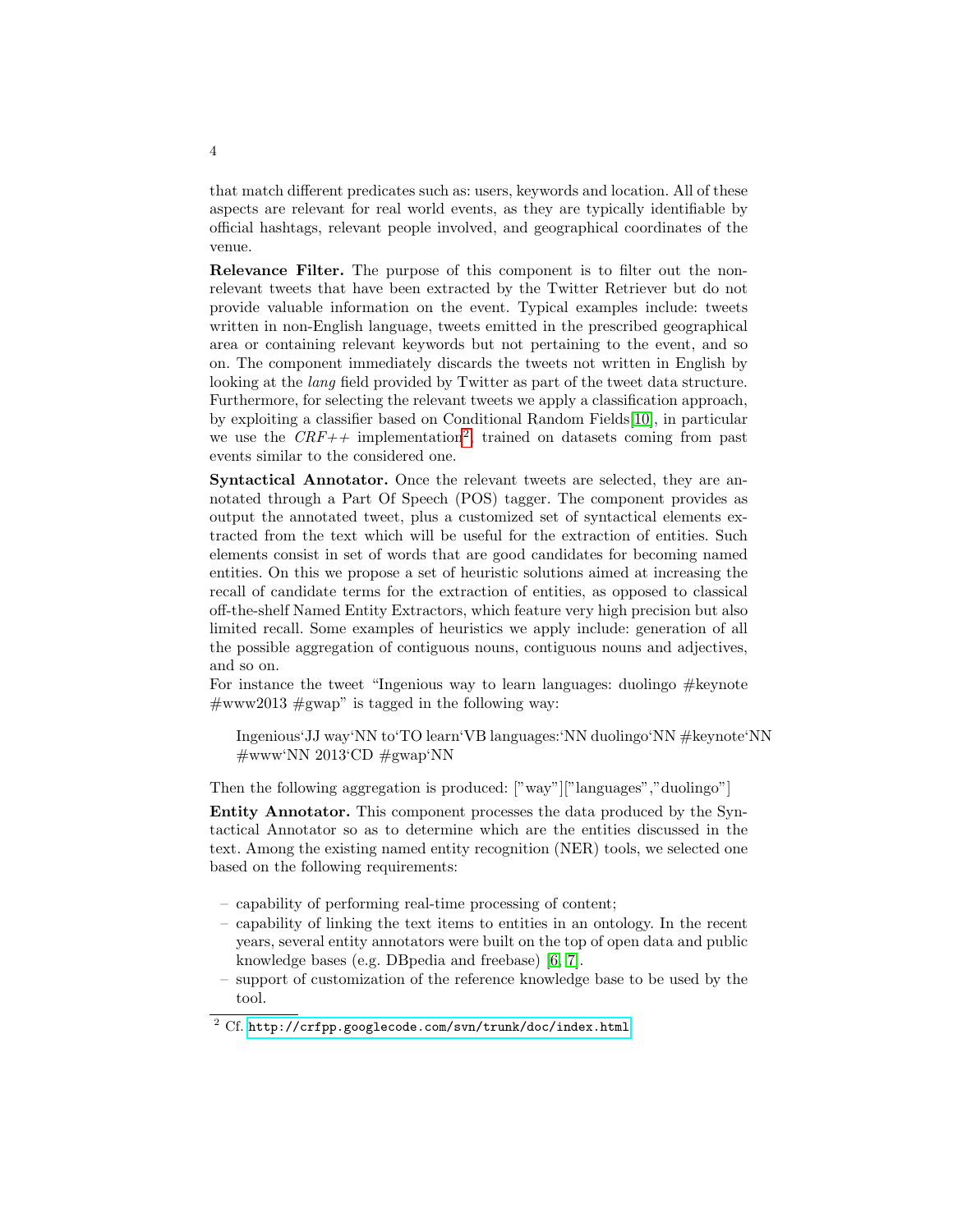that match different predicates such as: users, keywords and location. All of these aspects are relevant for real world events, as they are typically identifiable by official hashtags, relevant people involved, and geographical coordinates of the venue.

**Relevance Filter.** The purpose of this component is to filter out the non-relevant tweets that have been extracted by the Twitter Retriever but do not provide valuable information on the event. Typical examples include: tweets written in non-English language, tweets emitted in the prescribed geographical area or containing relevant keywords but not pertaining to the event, and so on. The component immediately discards the tweets not written in English by looking at the *lang* field provided by Twitter as part of the tweet data structure. Furthermore, for selecting the relevant tweets we apply a classification approach, by exploiting a classifier based on Conditional Random Fields[10], in particular we use the *CRF++* implementation[2], trained on datasets coming from past events similar to the considered one.

**Syntactical Annotator.** Once the relevant tweets are selected, they are annotated through a Part Of Speech (POS) tagger. The component provides as output the annotated tweet, plus a customized set of syntactical elements extracted from the text which will be useful for the extraction of entities. Such elements consist in set of words that are good candidates for becoming named entities. On this we propose a set of heuristic solutions aimed at increasing the recall of candidate terms for the extraction of entities, as opposed to classical off-the-shelf Named Entity Extractors, which feature very high precision but also limited recall. Some examples of heuristics we apply include: generation of all the possible aggregation of contiguous nouns, contiguous nouns and adjectives, and so on.
For instance the tweet "Ingenious way to learn languages: duolingo #keynote #www2013 #gwap" is tagged in the following way:

> Ingenious‘JJ way‘NN to‘TO learn‘VB languages:‘NN duolingo‘NN #keynote‘NN #www‘NN 2013‘CD #gwap‘NN

Then the following aggregation is produced: ["way"]["languages","duolingo"]

**Entity Annotator.** This component processes the data produced by the Syntactical Annotator so as to determine which are the entities discussed in the text. Among the existing named entity recognition (NER) tools, we selected one based on the following requirements:

- capability of performing real-time processing of content;
- capability of linking the text items to entities in an ontology. In the recent years, several entity annotators were built on the top of open data and public knowledge bases (e.g. DBpedia and freebase) [6, 7].
- support of customization of the reference knowledge base to be used by the tool.

[2] Cf. http://crfpp.googlecode.com/svn/trunk/doc/index.html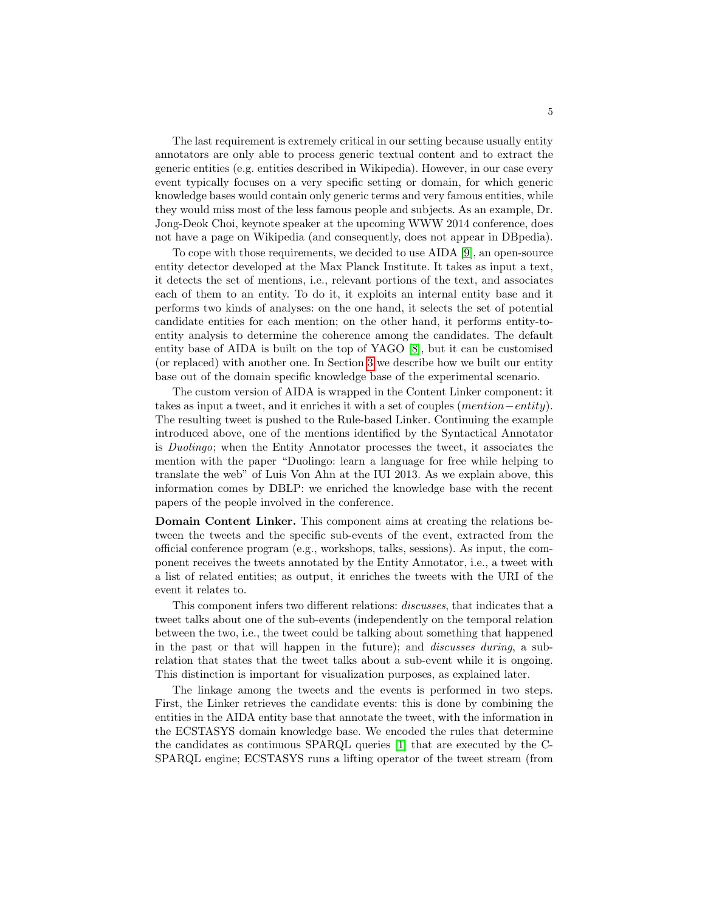The last requirement is extremely critical in our setting because usually entity annotators are only able to process generic textual content and to extract the generic entities (e.g. entities described in Wikipedia). However, in our case every event typically focuses on a very specific setting or domain, for which generic knowledge bases would contain only generic terms and very famous entities, while they would miss most of the less famous people and subjects. As an example, Dr. Jong-Deok Choi, keynote speaker at the upcoming WWW 2014 conference, does not have a page on Wikipedia (and consequently, does not appear in DBpedia).

To cope with those requirements, we decided to use AIDA [9], an open-source entity detector developed at the Max Planck Institute. It takes as input a text, it detects the set of mentions, i.e., relevant portions of the text, and associates each of them to an entity. To do it, it exploits an internal entity base and it performs two kinds of analyses: on the one hand, it selects the set of potential candidate entities for each mention; on the other hand, it performs entity-to-entity analysis to determine the coherence among the candidates. The default entity base of AIDA is built on the top of YAGO [8], but it can be customised (or replaced) with another one. In Section 3 we describe how we built our entity base out of the domain specific knowledge base of the experimental scenario.

The custom version of AIDA is wrapped in the Content Linker component: it takes as input a tweet, and it enriches it with a set of couples ($mention - entity$). The resulting tweet is pushed to the Rule-based Linker. Continuing the example introduced above, one of the mentions identified by the Syntactical Annotator is *Duolingo*; when the Entity Annotator processes the tweet, it associates the mention with the paper "Duolingo: learn a language for free while helping to translate the web" of Luis Von Ahn at the IUI 2013. As we explain above, this information comes by DBLP: we enriched the knowledge base with the recent papers of the people involved in the conference.

**Domain Content Linker.** This component aims at creating the relations between the tweets and the specific sub-events of the event, extracted from the official conference program (e.g., workshops, talks, sessions). As input, the component receives the tweets annotated by the Entity Annotator, i.e., a tweet with a list of related entities; as output, it enriches the tweets with the URI of the event it relates to.

This component infers two different relations: *discusses*, that indicates that a tweet talks about one of the sub-events (independently on the temporal relation between the two, i.e., the tweet could be talking about something that happened in the past or that will happen in the future); and *discusses during*, a sub-relation that states that the tweet talks about a sub-event while it is ongoing. This distinction is important for visualization purposes, as explained later.

The linkage among the tweets and the events is performed in two steps. First, the Linker retrieves the candidate events: this is done by combining the entities in the AIDA entity base that annotate the tweet, with the information in the ECSTASYS domain knowledge base. We encoded the rules that determine the candidates as continuous SPARQL queries [1] that are executed by the C-SPARQL engine; ECSTASYS runs a lifting operator of the tweet stream (from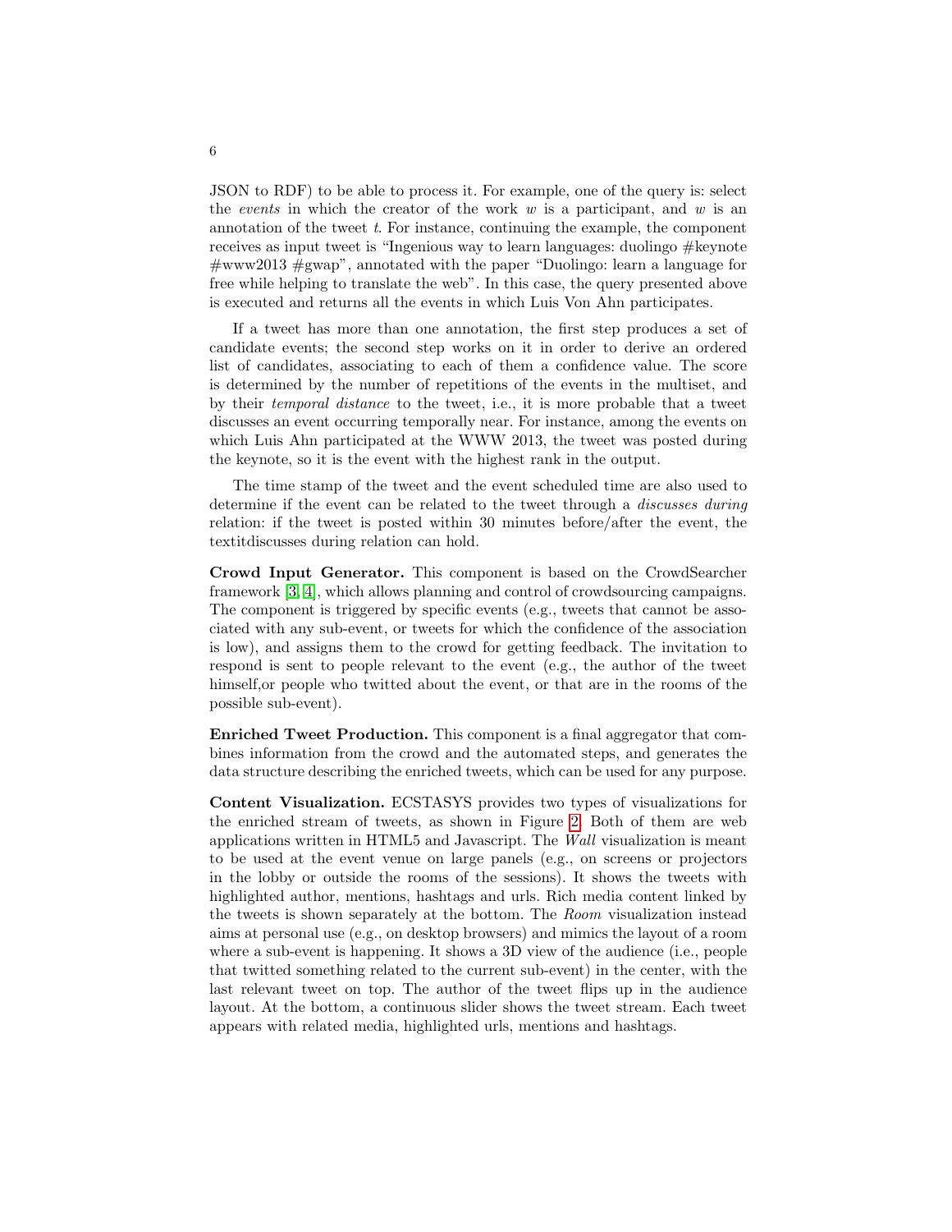JSON to RDF) to be able to process it. For example, one of the query is: select the *events* in which the creator of the work $w$ is a participant, and $w$ is an annotation of the tweet $t$. For instance, continuing the example, the component receives as input tweet is "Ingenious way to learn languages: duolingo #keynote #www2013 #gwap", annotated with the paper "Duolingo: learn a language for free while helping to translate the web". In this case, the query presented above is executed and returns all the events in which Luis Von Ahn participates.

If a tweet has more than one annotation, the first step produces a set of candidate events; the second step works on it in order to derive an ordered list of candidates, associating to each of them a confidence value. The score is determined by the number of repetitions of the events in the multiset, and by their *temporal distance* to the tweet, i.e., it is more probable that a tweet discusses an event occurring temporally near. For instance, among the events on which Luis Ahn participated at the WWW 2013, the tweet was posted during the keynote, so it is the event with the highest rank in the output.

The time stamp of the tweet and the event scheduled time are also used to determine if the event can be related to the tweet through a *discusses during* relation: if the tweet is posted within 30 minutes before/after the event, the textitdiscusses during relation can hold.

**Crowd Input Generator.** This component is based on the CrowdSearcher framework [3, 4], which allows planning and control of crowdsourcing campaigns. The component is triggered by specific events (e.g., tweets that cannot be associated with any sub-event, or tweets for which the confidence of the association is low), and assigns them to the crowd for getting feedback. The invitation to respond is sent to people relevant to the event (e.g., the author of the tweet himself,or people who twitted about the event, or that are in the rooms of the possible sub-event).

**Enriched Tweet Production.** This component is a final aggregator that combines information from the crowd and the automated steps, and generates the data structure describing the enriched tweets, which can be used for any purpose.

**Content Visualization.** ECSTASYS provides two types of visualizations for the enriched stream of tweets, as shown in Figure 2. Both of them are web applications written in HTML5 and Javascript. The *Wall* visualization is meant to be used at the event venue on large panels (e.g., on screens or projectors in the lobby or outside the rooms of the sessions). It shows the tweets with highlighted author, mentions, hashtags and urls. Rich media content linked by the tweets is shown separately at the bottom. The *Room* visualization instead aims at personal use (e.g., on desktop browsers) and mimics the layout of a room where a sub-event is happening. It shows a 3D view of the audience (i.e., people that twitted something related to the current sub-event) in the center, with the last relevant tweet on top. The author of the tweet flips up in the audience layout. At the bottom, a continuous slider shows the tweet stream. Each tweet appears with related media, highlighted urls, mentions and hashtags.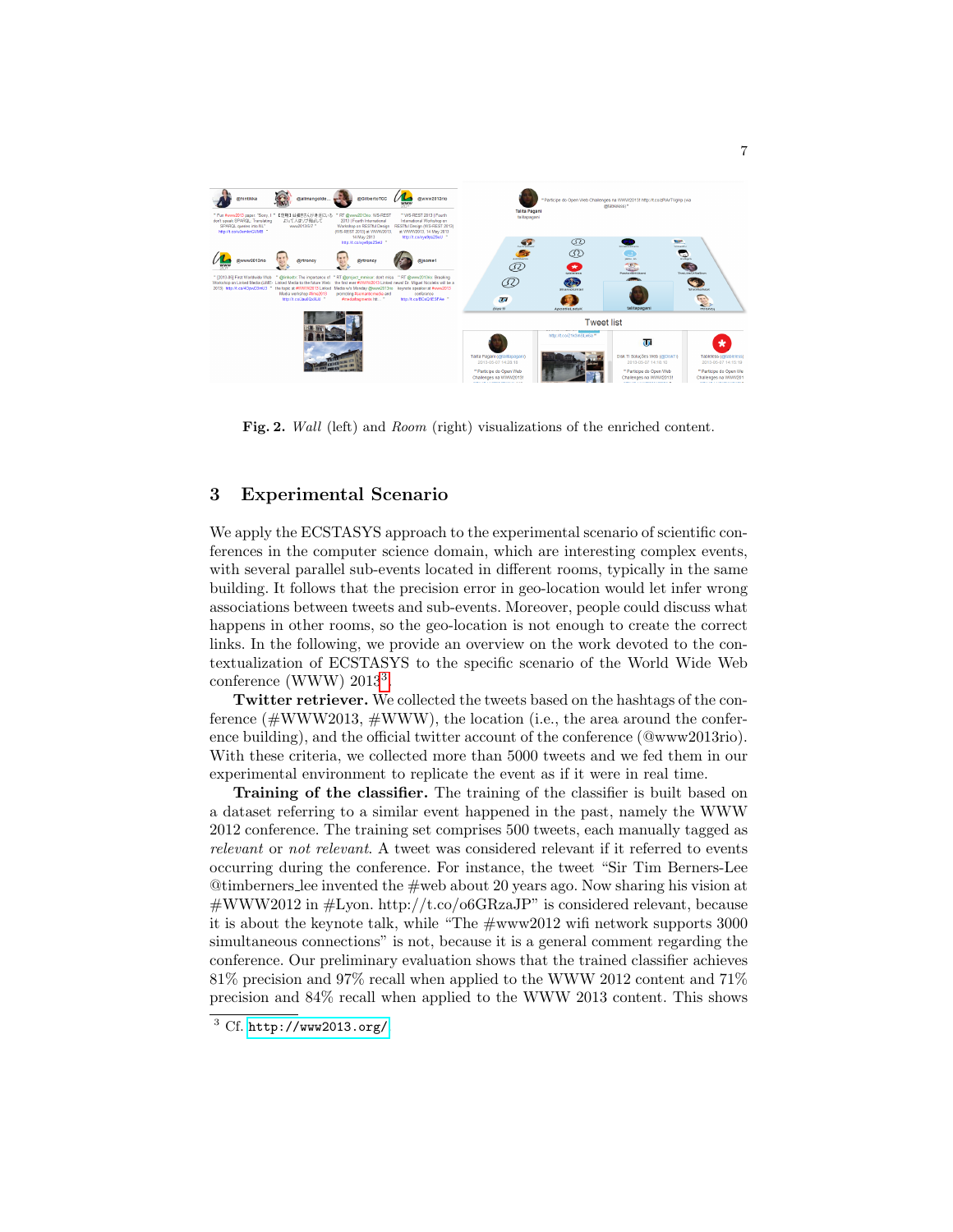Fig. 2. *Wall* (left) and *Room* (right) visualizations of the enriched content.

## 3 Experimental Scenario

We apply the ECSTASYS approach to the experimental scenario of scientific conferences in the computer science domain, which are interesting complex events, with several parallel sub-events located in different rooms, typically in the same building. It follows that the precision error in geo-location would let infer wrong associations between tweets and sub-events. Moreover, people could discuss what happens in other rooms, so the geo-location is not enough to create the correct links. In the following, we provide an overview on the work devoted to the contextualization of ECSTASYS to the specific scenario of the World Wide Web conference (WWW) 2013[3].

**Twitter retriever.** We collected the tweets based on the hashtags of the conference (#WWW2013, #WWW), the location (i.e., the area around the conference building), and the official twitter account of the conference (@www2013rio). With these criteria, we collected more than 5000 tweets and we fed them in our experimental environment to replicate the event as if it were in real time.

**Training of the classifier.** The training of the classifier is built based on a dataset referring to a similar event happened in the past, namely the WWW 2012 conference. The training set comprises 500 tweets, each manually tagged as *relevant* or *not relevant*. A tweet was considered relevant if it referred to events occurring during the conference. For instance, the tweet "Sir Tim Berners-Lee @timberners_lee invented the #web about 20 years ago. Now sharing his vision at #WWW2012 in #Lyon. http://t.co/o6GRzaJP" is considered relevant, because it is about the keynote talk, while "The #www2012 wifi network supports 3000 simultaneous connections" is not, because it is a general comment regarding the conference. Our preliminary evaluation shows that the trained classifier achieves 81% precision and 97% recall when applied to the WWW 2012 content and 71% precision and 84% recall when applied to the WWW 2013 content. This shows

[3] Cf. http://www2013.org/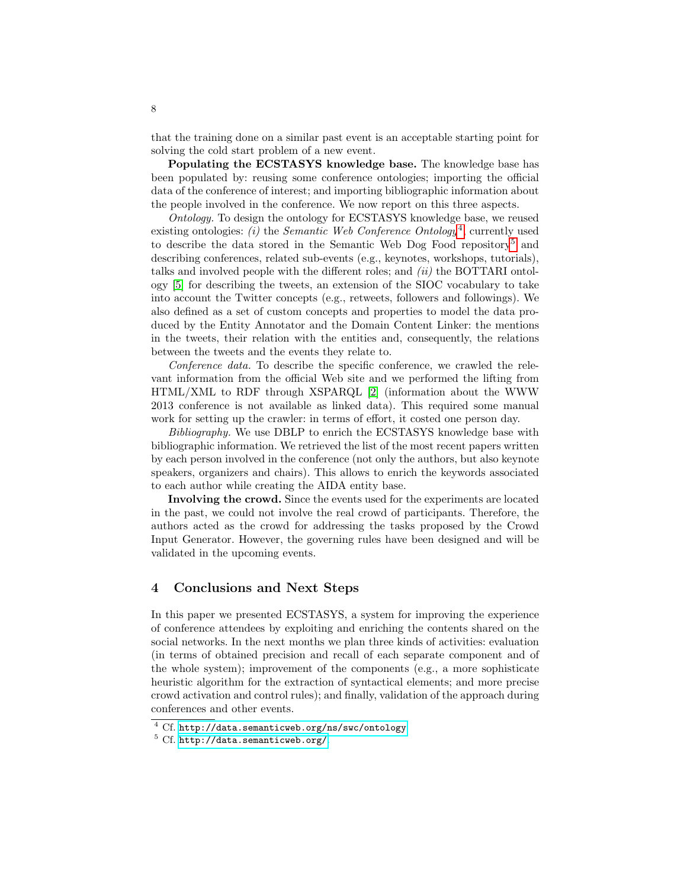that the training done on a similar past event is an acceptable starting point for solving the cold start problem of a new event.

**Populating the ECSTASYS knowledge base.** The knowledge base has been populated by: reusing some conference ontologies; importing the official data of the conference of interest; and importing bibliographic information about the people involved in the conference. We now report on this three aspects.

*Ontology.* To design the ontology for ECSTASYS knowledge base, we reused existing ontologies: *(i)* the *Semantic Web Conference Ontology*[4] currently used to describe the data stored in the Semantic Web Dog Food repository[5] and describing conferences, related sub-events (e.g., keynotes, workshops, tutorials), talks and involved people with the different roles; and *(ii)* the BOTTARI ontology [5] for describing the tweets, an extension of the SIOC vocabulary to take into account the Twitter concepts (e.g., retweets, followers and followings). We also defined as a set of custom concepts and properties to model the data produced by the Entity Annotator and the Domain Content Linker: the mentions in the tweets, their relation with the entities and, consequently, the relations between the tweets and the events they relate to.

*Conference data.* To describe the specific conference, we crawled the relevant information from the official Web site and we performed the lifting from HTML/XML to RDF through XSPARQL [2] (information about the WWW 2013 conference is not available as linked data). This required some manual work for setting up the crawler: in terms of effort, it costed one person day.

*Bibliography.* We use DBLP to enrich the ECSTASYS knowledge base with bibliographic information. We retrieved the list of the most recent papers written by each person involved in the conference (not only the authors, but also keynote speakers, organizers and chairs). This allows to enrich the keywords associated to each author while creating the AIDA entity base.

**Involving the crowd.** Since the events used for the experiments are located in the past, we could not involve the real crowd of participants. Therefore, the authors acted as the crowd for addressing the tasks proposed by the Crowd Input Generator. However, the governing rules have been designed and will be validated in the upcoming events.

## 4 Conclusions and Next Steps

In this paper we presented ECSTASYS, a system for improving the experience of conference attendees by exploiting and enriching the contents shared on the social networks. In the next months we plan three kinds of activities: evaluation (in terms of obtained precision and recall of each separate component and of the whole system); improvement of the components (e.g., a more sophisticate heuristic algorithm for the extraction of syntactical elements; and more precise crowd activation and control rules); and finally, validation of the approach during conferences and other events.

---

[4] Cf. http://data.semanticweb.org/ns/swc/ontology

[5] Cf. http://data.semanticweb.org/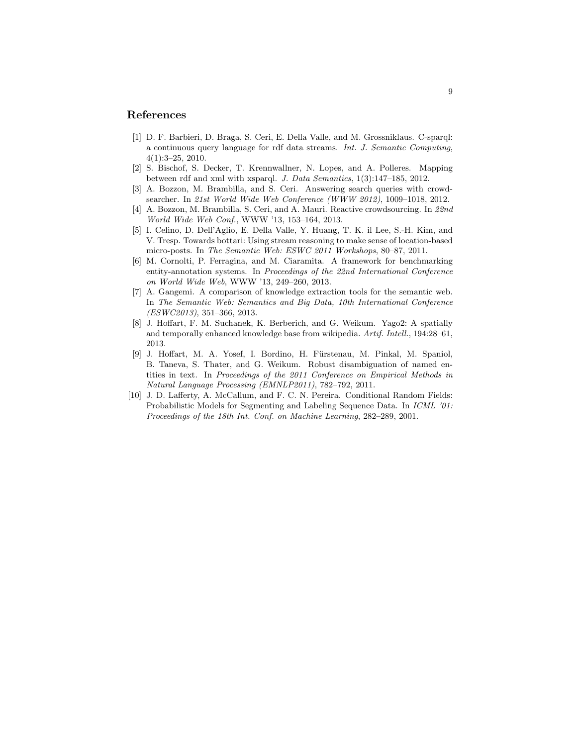## References

[1] D. F. Barbieri, D. Braga, S. Ceri, E. Della Valle, and M. Grossniklaus. C-sparql: a continuous query language for rdf data streams. *Int. J. Semantic Computing*, 4(1):3–25, 2010.

[2] S. Bischof, S. Decker, T. Krennwallner, N. Lopes, and A. Polleres. Mapping between rdf and xml with xsparql. *J. Data Semantics*, 1(3):147–185, 2012.

[3] A. Bozzon, M. Brambilla, and S. Ceri. Answering search queries with crowdsearcher. In *21st World Wide Web Conference (WWW 2012)*, 1009–1018, 2012.

[4] A. Bozzon, M. Brambilla, S. Ceri, and A. Mauri. Reactive crowdsourcing. In *22nd World Wide Web Conf.*, WWW '13, 153–164, 2013.

[5] I. Celino, D. Dell'Aglio, E. Della Valle, Y. Huang, T. K. il Lee, S.-H. Kim, and V. Tresp. Towards bottari: Using stream reasoning to make sense of location-based micro-posts. In *The Semantic Web: ESWC 2011 Workshops*, 80–87, 2011.

[6] M. Cornolti, P. Ferragina, and M. Ciaramita. A framework for benchmarking entity-annotation systems. In *Proceedings of the 22nd International Conference on World Wide Web*, WWW '13, 249–260, 2013.

[7] A. Gangemi. A comparison of knowledge extraction tools for the semantic web. In *The Semantic Web: Semantics and Big Data, 10th International Conference (ESWC2013)*, 351–366, 2013.

[8] J. Hoffart, F. M. Suchanek, K. Berberich, and G. Weikum. Yago2: A spatially and temporally enhanced knowledge base from wikipedia. *Artif. Intell.*, 194:28–61, 2013.

[9] J. Hoffart, M. A. Yosef, I. Bordino, H. Fürstenau, M. Pinkal, M. Spaniol, B. Taneva, S. Thater, and G. Weikum. Robust disambiguation of named entities in text. In *Proceedings of the 2011 Conference on Empirical Methods in Natural Language Processing (EMNLP2011)*, 782–792, 2011.

[10] J. D. Lafferty, A. McCallum, and F. C. N. Pereira. Conditional Random Fields: Probabilistic Models for Segmenting and Labeling Sequence Data. In *ICML '01: Proceedings of the 18th Int. Conf. on Machine Learning*, 282–289, 2001.